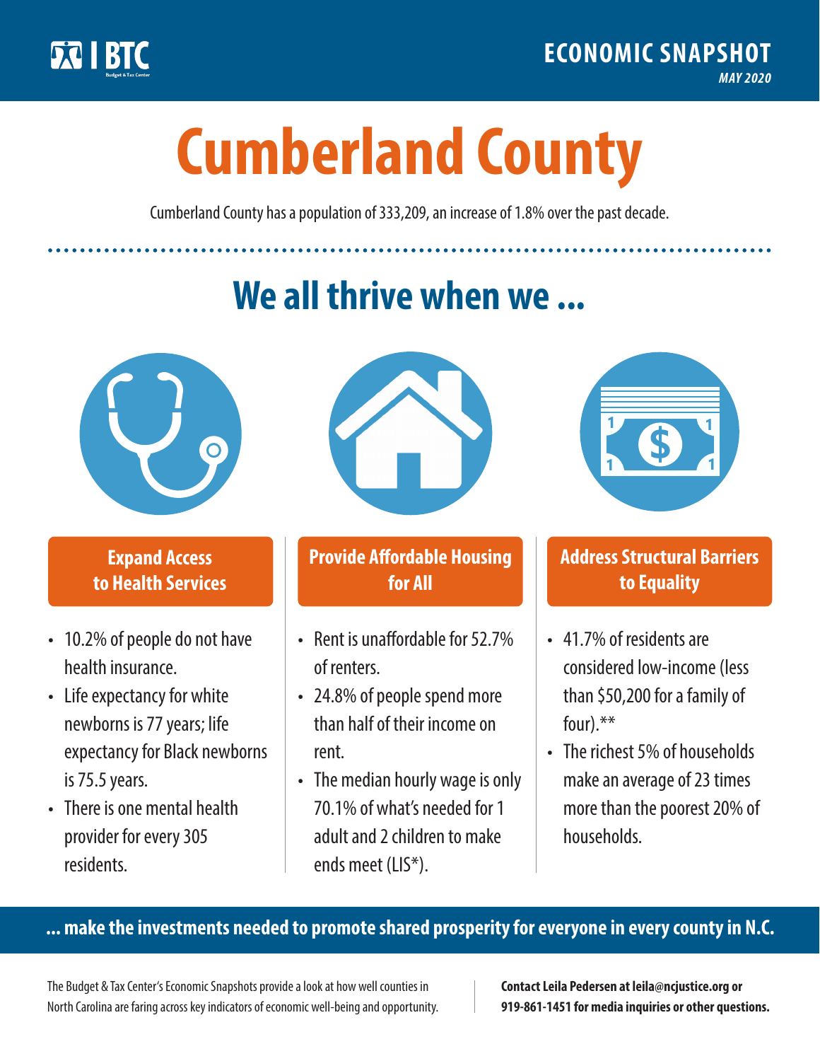BTC Budget & Tax Center

**ECONOMIC SNAPSHOT**
*MAY 2020*

# Cumberland County

Cumberland County has a population of 333,209, an increase of 1.8% over the past decade.

## We all thrive when we ...

### Expand Access to Health Services

- 10.2% of people do not have health insurance.
- Life expectancy for white newborns is 77 years; life expectancy for Black newborns is 75.5 years.
- There is one mental health provider for every 305 residents.

### Provide Affordable Housing for All

- Rent is unaffordable for 52.7% of renters.
- 24.8% of people spend more than half of their income on rent.
- The median hourly wage is only 70.1% of what's needed for 1 adult and 2 children to make ends meet (LIS*).

### Address Structural Barriers to Equality

- 41.7% of residents are considered low-income (less than $50,200 for a family of four).**
- The richest 5% of households make an average of 23 times more than the poorest 20% of households.

**... make the investments needed to promote shared prosperity for everyone in every county in N.C.**

The Budget & Tax Center's Economic Snapshots provide a look at how well counties in North Carolina are faring across key indicators of economic well-being and opportunity.

**Contact Leila Pedersen at leila@ncjustice.org or 919-861-1451 for media inquiries or other questions.**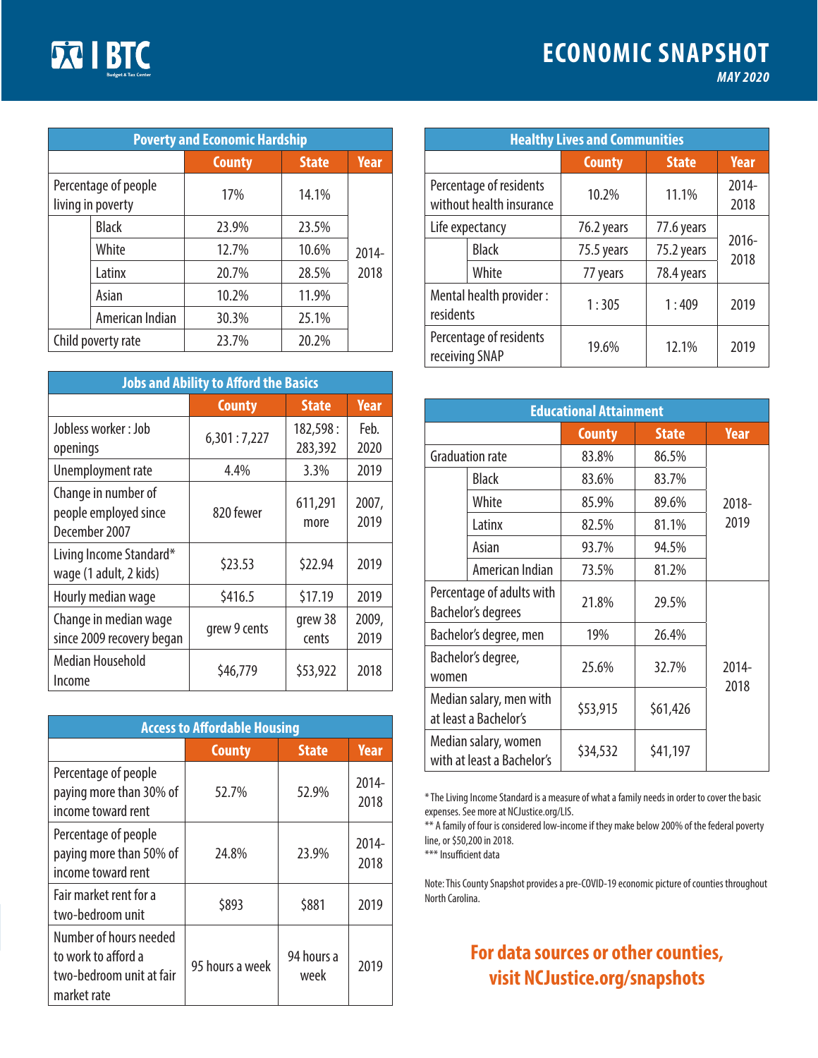BTC Budget & Tax Center

# ECONOMIC SNAPSHOT

*MAY 2020*

| Poverty and Economic Hardship | | County | State | Year |
|---|---|---|---|---|
| Percentage of people living in poverty | | 17% | 14.1% | 2014-2018 |
| | Black | 23.9% | 23.5% | |
| | White | 12.7% | 10.6% | |
| | Latinx | 20.7% | 28.5% | |
| | Asian | 10.2% | 11.9% | |
| | American Indian | 30.3% | 25.1% | |
| Child poverty rate | | 23.7% | 20.2% | |

| Jobs and Ability to Afford the Basics | County | State | Year |
|---|---|---|---|
| Jobless worker : Job openings | 6,301 : 7,227 | 182,598 : 283,392 | Feb. 2020 |
| Unemployment rate | 4.4% | 3.3% | 2019 |
| Change in number of people employed since December 2007 | 820 fewer | 611,291 more | 2007, 2019 |
| Living Income Standard* wage (1 adult, 2 kids) | $23.53 | $22.94 | 2019 |
| Hourly median wage | $416.5 | $17.19 | 2019 |
| Change in median wage since 2009 recovery began | grew 9 cents | grew 38 cents | 2009, 2019 |
| Median Household Income | $46,779 | $53,922 | 2018 |

| Access to Affordable Housing | County | State | Year |
|---|---|---|---|
| Percentage of people paying more than 30% of income toward rent | 52.7% | 52.9% | 2014-2018 |
| Percentage of people paying more than 50% of income toward rent | 24.8% | 23.9% | 2014-2018 |
| Fair market rent for a two-bedroom unit | $893 | $881 | 2019 |
| Number of hours needed to work to afford a two-bedroom unit at fair market rate | 95 hours a week | 94 hours a week | 2019 |

| Healthy Lives and Communities | | County | State | Year |
|---|---|---|---|---|
| Percentage of residents without health insurance | | 10.2% | 11.1% | 2014-2018 |
| Life expectancy | | 76.2 years | 77.6 years | 2016-2018 |
| | Black | 75.5 years | 75.2 years | |
| | White | 77 years | 78.4 years | |
| Mental health provider : residents | | 1 : 305 | 1 : 409 | 2019 |
| Percentage of residents receiving SNAP | | 19.6% | 12.1% | 2019 |

| Educational Attainment | | County | State | Year |
|---|---|---|---|---|
| Graduation rate | | 83.8% | 86.5% | 2018-2019 |
| | Black | 83.6% | 83.7% | |
| | White | 85.9% | 89.6% | |
| | Latinx | 82.5% | 81.1% | |
| | Asian | 93.7% | 94.5% | |
| | American Indian | 73.5% | 81.2% | |
| Percentage of adults with Bachelor's degrees | | 21.8% | 29.5% | 2014-2018 |
| Bachelor's degree, men | | 19% | 26.4% | |
| Bachelor's degree, women | | 25.6% | 32.7% | |
| Median salary, men with at least a Bachelor's | | $53,915 | $61,426 | |
| Median salary, women with at least a Bachelor's | | $34,532 | $41,197 | |

\* The Living Income Standard is a measure of what a family needs in order to cover the basic expenses. See more at NCJustice.org/LIS.

\*\* A family of four is considered low-income if they make below 200% of the federal poverty line, or $50,200 in 2018.

\*\*\* Insufficient data

Note: This County Snapshot provides a pre-COVID-19 economic picture of counties throughout North Carolina.

**For data sources or other counties, visit NCJustice.org/snapshots**